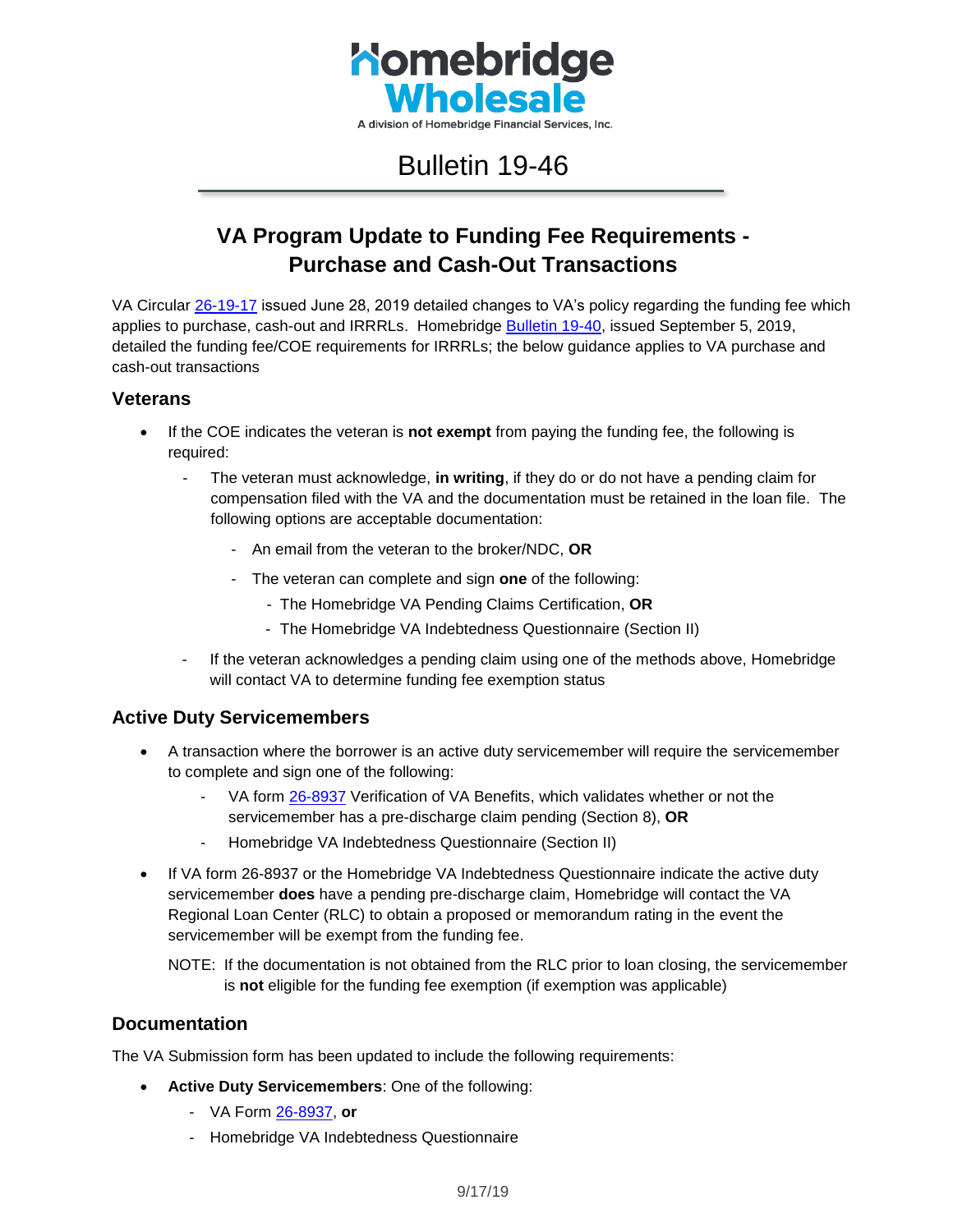**Homebridge Wholesale**

A division of Homebridge Financial Services, Inc.

# Bulletin 19-46

## VA Program Update to Funding Fee Requirements - Purchase and Cash-Out Transactions

VA Circular 26-19-17 issued June 28, 2019 detailed changes to VA's policy regarding the funding fee which applies to purchase, cash-out and IRRRLs. Homebridge Bulletin 19-40, issued September 5, 2019, detailed the funding fee/COE requirements for IRRRLs; the below guidance applies to VA purchase and cash-out transactions

### Veterans

- If the COE indicates the veteran is **not exempt** from paying the funding fee, the following is required:
  - The veteran must acknowledge, **in writing**, if they do or do not have a pending claim for compensation filed with the VA and the documentation must be retained in the loan file. The following options are acceptable documentation:
    - An email from the veteran to the broker/NDC, **OR**
    - The veteran can complete and sign **one** of the following:
      - The Homebridge VA Pending Claims Certification, **OR**
      - The Homebridge VA Indebtedness Questionnaire (Section II)
  - If the veteran acknowledges a pending claim using one of the methods above, Homebridge will contact VA to determine funding fee exemption status

### Active Duty Servicemembers

- A transaction where the borrower is an active duty servicemember will require the servicemember to complete and sign one of the following:
  - VA form 26-8937 Verification of VA Benefits, which validates whether or not the servicemember has a pre-discharge claim pending (Section 8), **OR**
  - Homebridge VA Indebtedness Questionnaire (Section II)
- If VA form 26-8937 or the Homebridge VA Indebtedness Questionnaire indicate the active duty servicemember **does** have a pending pre-discharge claim, Homebridge will contact the VA Regional Loan Center (RLC) to obtain a proposed or memorandum rating in the event the servicemember will be exempt from the funding fee.

  NOTE: If the documentation is not obtained from the RLC prior to loan closing, the servicemember is **not** eligible for the funding fee exemption (if exemption was applicable)

### Documentation

The VA Submission form has been updated to include the following requirements:

- **Active Duty Servicemembers**: One of the following:
  - VA Form 26-8937, **or**
  - Homebridge VA Indebtedness Questionnaire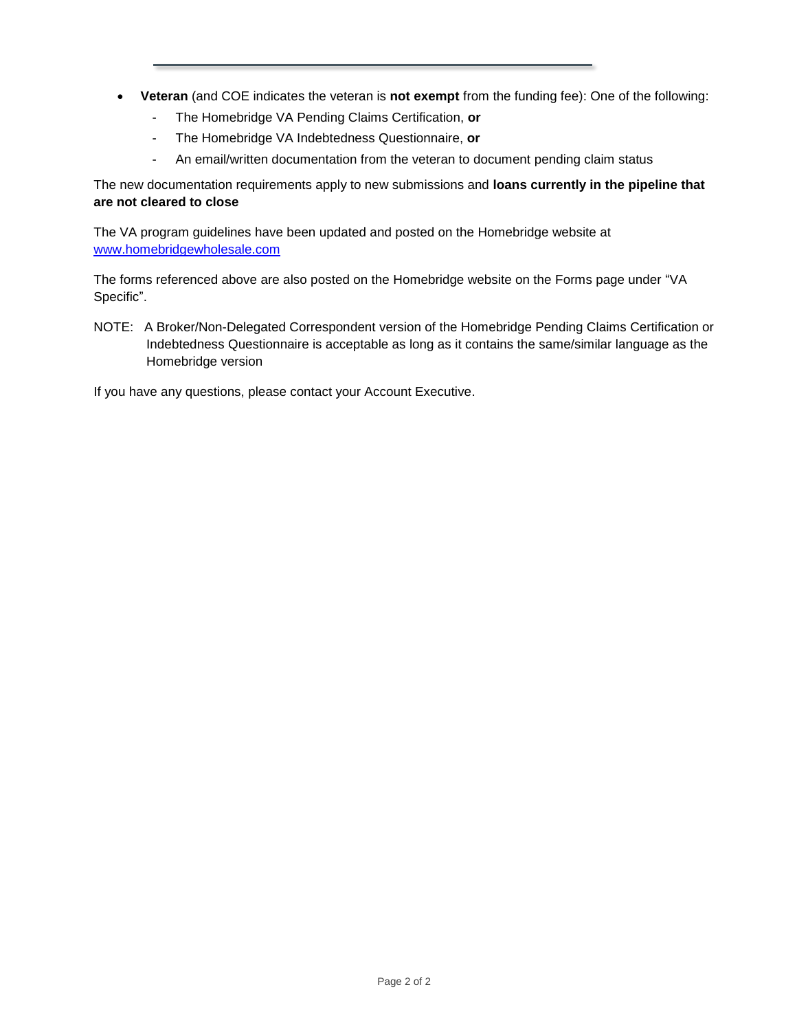- **Veteran** (and COE indicates the veteran is **not exempt** from the funding fee): One of the following:
  - The Homebridge VA Pending Claims Certification, **or**
  - The Homebridge VA Indebtedness Questionnaire, **or**
  - An email/written documentation from the veteran to document pending claim status

The new documentation requirements apply to new submissions and **loans currently in the pipeline that are not cleared to close**

The VA program guidelines have been updated and posted on the Homebridge website at [www.homebridgewholesale.com](http://www.homebridgewholesale.com)

The forms referenced above are also posted on the Homebridge website on the Forms page under "VA Specific".

NOTE: A Broker/Non-Delegated Correspondent version of the Homebridge Pending Claims Certification or Indebtedness Questionnaire is acceptable as long as it contains the same/similar language as the Homebridge version

If you have any questions, please contact your Account Executive.